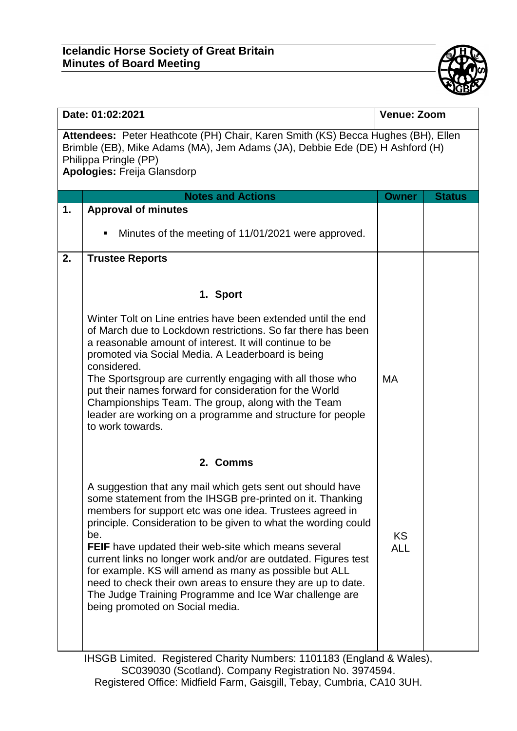**Icelandic Horse Society of Great Britain**
**Minutes of Board Meeting**

| **Date: 01:02:2021** | | **Venue: Zoom** | |
|---|---|---|---|
| **Attendees:** Peter Heathcote (PH) Chair, Karen Smith (KS) Becca Hughes (BH), Ellen Brimble (EB), Mike Adams (MA), Jem Adams (JA), Debbie Ede (DE) H Ashford (H) Philippa Pringle (PP)<br>**Apologies:** Freija Glansdorp | | | |
| | **Notes and Actions** | **Owner** | **Status** |
| **1.** | **Approval of minutes**<br><br>▪ Minutes of the meeting of 11/01/2021 were approved. | | |
| **2.** | **Trustee Reports**<br><br>**1. Sport**<br><br>Winter Tolt on Line entries have been extended until the end of March due to Lockdown restrictions. So far there has been a reasonable amount of interest. It will continue to be promoted via Social Media. A Leaderboard is being considered.<br>The Sportsgroup are currently engaging with all those who put their names forward for consideration for the World Championships Team. The group, along with the Team leader are working on a programme and structure for people to work towards.<br><br>**2. Comms**<br><br>A suggestion that any mail which gets sent out should have some statement from the IHSGB pre-printed on it. Thanking members for support etc was one idea. Trustees agreed in principle. Consideration to be given to what the wording could be.<br>**FEIF** have updated their web-site which means several current links no longer work and/or are outdated. Figures test for example. KS will amend as many as possible but ALL need to check their own areas to ensure they are up to date. The Judge Training Programme and Ice War challenge are being promoted on Social media. | MA<br><br>KS<br>ALL | |

IHSGB Limited. Registered Charity Numbers: 1101183 (England & Wales), SC039030 (Scotland). Company Registration No. 3974594.
Registered Office: Midfield Farm, Gaisgill, Tebay, Cumbria, CA10 3UH.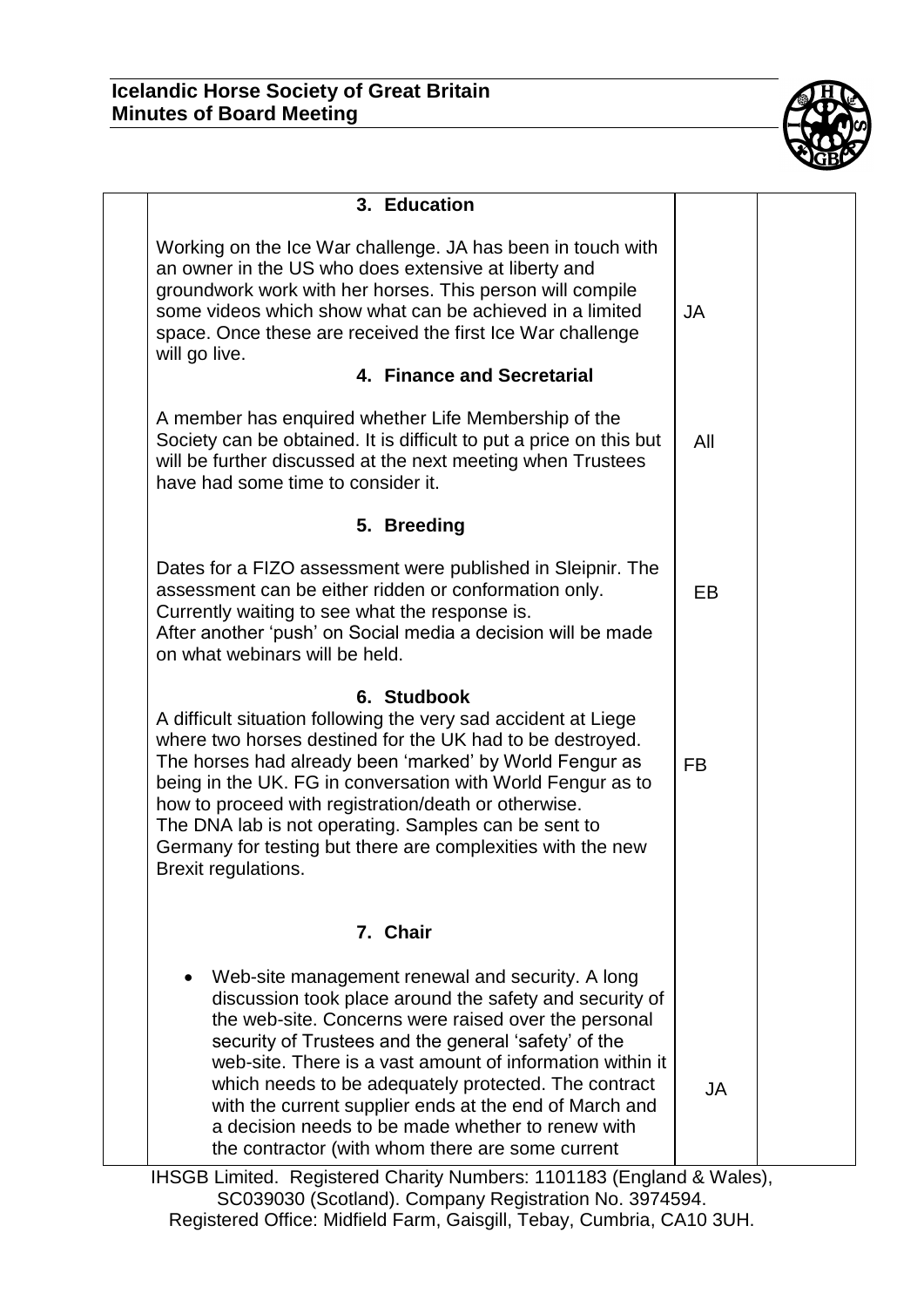| | 3. Education | | |
|---|---|---|---|
| | Working on the Ice War challenge. JA has been in touch with an owner in the US who does extensive at liberty and groundwork work with her horses. This person will compile some videos which show what can be achieved in a limited space. Once these are received the first Ice War challenge will go live. | JA | |
| | **4. Finance and Secretarial** | | |
| | A member has enquired whether Life Membership of the Society can be obtained. It is difficult to put a price on this but will be further discussed at the next meeting when Trustees have had some time to consider it. | All | |
| | **5. Breeding** | | |
| | Dates for a FIZO assessment were published in Sleipnir. The assessment can be either ridden or conformation only. Currently waiting to see what the response is. After another 'push' on Social media a decision will be made on what webinars will be held. | EB | |
| | **6. Studbook** | | |
| | A difficult situation following the very sad accident at Liege where two horses destined for the UK had to be destroyed. The horses had already been 'marked' by World Fengur as being in the UK. FG in conversation with World Fengur as to how to proceed with registration/death or otherwise. The DNA lab is not operating. Samples can be sent to Germany for testing but there are complexities with the new Brexit regulations. | FB | |
| | **7. Chair** | | |
| | • Web-site management renewal and security. A long discussion took place around the safety and security of the web-site. Concerns were raised over the personal security of Trustees and the general 'safety' of the web-site. There is a vast amount of information within it which needs to be adequately protected. The contract with the current supplier ends at the end of March and a decision needs to be made whether to renew with the contractor (with whom there are some current | JA | |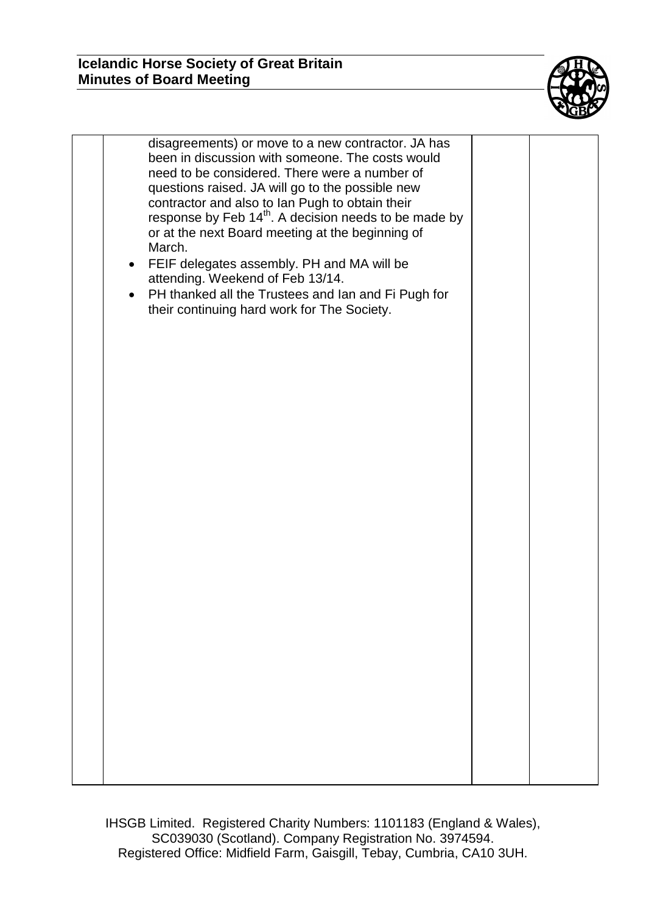| | | | |
|---|---|---|---|
| | disagreements) or move to a new contractor. JA has been in discussion with someone. The costs would need to be considered. There were a number of questions raised. JA will go to the possible new contractor and also to Ian Pugh to obtain their response by Feb 14th. A decision needs to be made by or at the next Board meeting at the beginning of March.<br>• FEIF delegates assembly. PH and MA will be attending. Weekend of Feb 13/14.<br>• PH thanked all the Trustees and Ian and Fi Pugh for their continuing hard work for The Society. | | |

IHSGB Limited. Registered Charity Numbers: 1101183 (England & Wales), SC039030 (Scotland). Company Registration No. 3974594. Registered Office: Midfield Farm, Gaisgill, Tebay, Cumbria, CA10 3UH.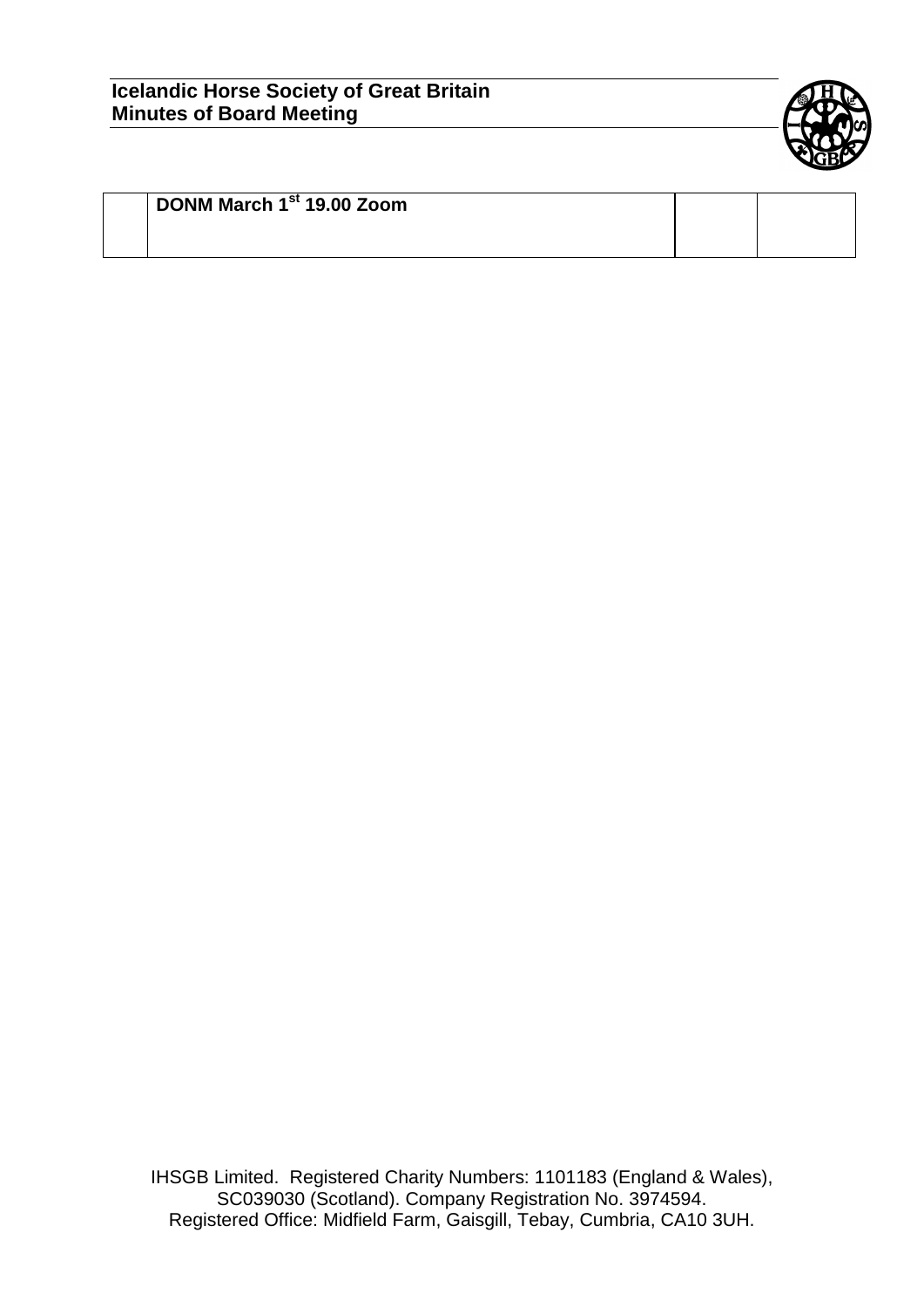| | | | |
|---|---|---|---|
| | **DONM March 1st 19.00 Zoom** | | |